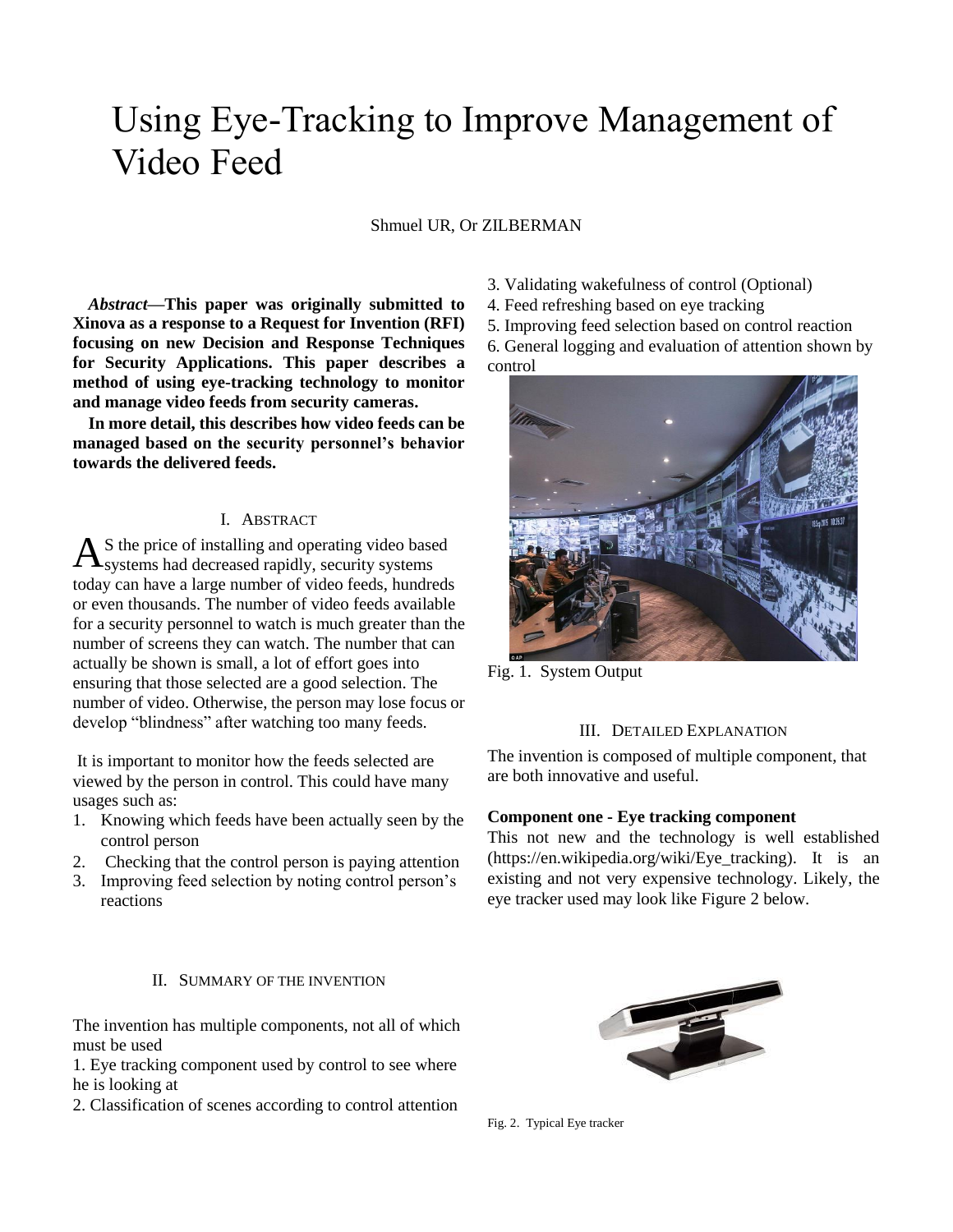# Using Eye-Tracking to Improve Management of Video Feed

Shmuel UR, Or ZILBERMAN

***Abstract*—This paper was originally submitted to Xinova as a response to a Request for Invention (RFI) focusing on new Decision and Response Techniques for Security Applications. This paper describes a method of using eye-tracking technology to monitor and manage video feeds from security cameras.**

**In more detail, this describes how video feeds can be managed based on the security personnel's behavior towards the delivered feeds.**

## I. Abstract

As the price of installing and operating video based systems had decreased rapidly, security systems today can have a large number of video feeds, hundreds or even thousands. The number of video feeds available for a security personnel to watch is much greater than the number of screens they can watch. The number that can actually be shown is small, a lot of effort goes into ensuring that those selected are a good selection. The number of video. Otherwise, the person may lose focus or develop "blindness" after watching too many feeds.

It is important to monitor how the feeds selected are viewed by the person in control. This could have many usages such as:

1. Knowing which feeds have been actually seen by the control person
2. Checking that the control person is paying attention
3. Improving feed selection by noting control person's reactions

## II. Summary of the Invention

The invention has multiple components, not all of which must be used

1. Eye tracking component used by control to see where he is looking at
2. Classification of scenes according to control attention
3. Validating wakefulness of control (Optional)
4. Feed refreshing based on eye tracking
5. Improving feed selection based on control reaction
6. General logging and evaluation of attention shown by control

Fig. 1. System Output

## III. Detailed Explanation

The invention is composed of multiple component, that are both innovative and useful.

**Component one - Eye tracking component**

This not new and the technology is well established (https://en.wikipedia.org/wiki/Eye_tracking). It is an existing and not very expensive technology. Likely, the eye tracker used may look like Figure 2 below.

Fig. 2. Typical Eye tracker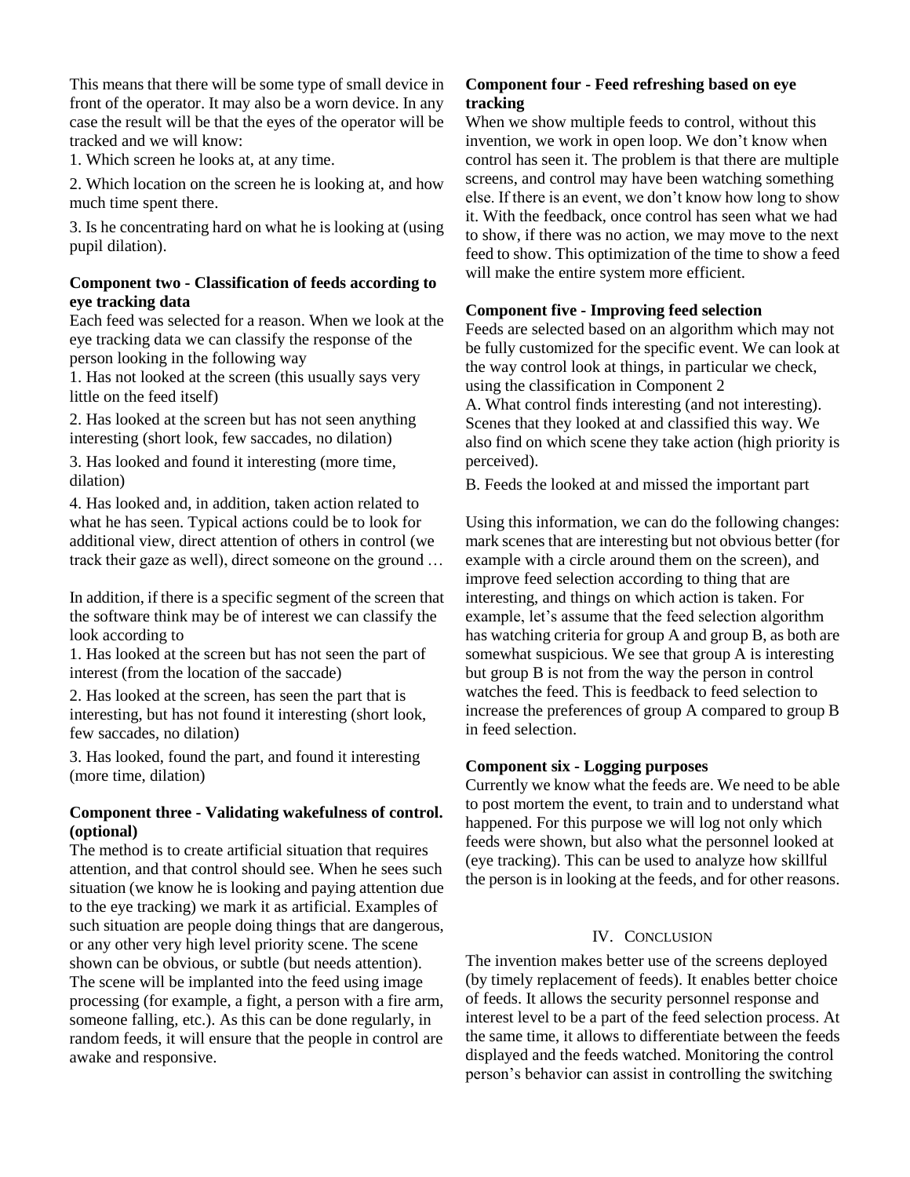This means that there will be some type of small device in front of the operator. It may also be a worn device. In any case the result will be that the eyes of the operator will be tracked and we will know:

1. Which screen he looks at, at any time.
2. Which location on the screen he is looking at, and how much time spent there.
3. Is he concentrating hard on what he is looking at (using pupil dilation).

**Component two - Classification of feeds according to eye tracking data**

Each feed was selected for a reason. When we look at the eye tracking data we can classify the response of the person looking in the following way

1. Has not looked at the screen (this usually says very little on the feed itself)
2. Has looked at the screen but has not seen anything interesting (short look, few saccades, no dilation)
3. Has looked and found it interesting (more time, dilation)
4. Has looked and, in addition, taken action related to what he has seen. Typical actions could be to look for additional view, direct attention of others in control (we track their gaze as well), direct someone on the ground …

In addition, if there is a specific segment of the screen that the software think may be of interest we can classify the look according to

1. Has looked at the screen but has not seen the part of interest (from the location of the saccade)
2. Has looked at the screen, has seen the part that is interesting, but has not found it interesting (short look, few saccades, no dilation)
3. Has looked, found the part, and found it interesting (more time, dilation)

**Component three - Validating wakefulness of control. (optional)**

The method is to create artificial situation that requires attention, and that control should see. When he sees such situation (we know he is looking and paying attention due to the eye tracking) we mark it as artificial. Examples of such situation are people doing things that are dangerous, or any other very high level priority scene. The scene shown can be obvious, or subtle (but needs attention). The scene will be implanted into the feed using image processing (for example, a fight, a person with a fire arm, someone falling, etc.). As this can be done regularly, in random feeds, it will ensure that the people in control are awake and responsive.

**Component four - Feed refreshing based on eye tracking**

When we show multiple feeds to control, without this invention, we work in open loop. We don't know when control has seen it. The problem is that there are multiple screens, and control may have been watching something else. If there is an event, we don't know how long to show it. With the feedback, once control has seen what we had to show, if there was no action, we may move to the next feed to show. This optimization of the time to show a feed will make the entire system more efficient.

**Component five - Improving feed selection**

Feeds are selected based on an algorithm which may not be fully customized for the specific event. We can look at the way control look at things, in particular we check, using the classification in Component 2

A. What control finds interesting (and not interesting). Scenes that they looked at and classified this way. We also find on which scene they take action (high priority is perceived).

B. Feeds the looked at and missed the important part

Using this information, we can do the following changes: mark scenes that are interesting but not obvious better (for example with a circle around them on the screen), and improve feed selection according to thing that are interesting, and things on which action is taken. For example, let's assume that the feed selection algorithm has watching criteria for group A and group B, as both are somewhat suspicious. We see that group A is interesting but group B is not from the way the person in control watches the feed. This is feedback to feed selection to increase the preferences of group A compared to group B in feed selection.

**Component six - Logging purposes**

Currently we know what the feeds are. We need to be able to post mortem the event, to train and to understand what happened. For this purpose we will log not only which feeds were shown, but also what the personnel looked at (eye tracking). This can be used to analyze how skillful the person is in looking at the feeds, and for other reasons.

## IV. Conclusion

The invention makes better use of the screens deployed (by timely replacement of feeds). It enables better choice of feeds. It allows the security personnel response and interest level to be a part of the feed selection process. At the same time, it allows to differentiate between the feeds displayed and the feeds watched. Monitoring the control person's behavior can assist in controlling the switching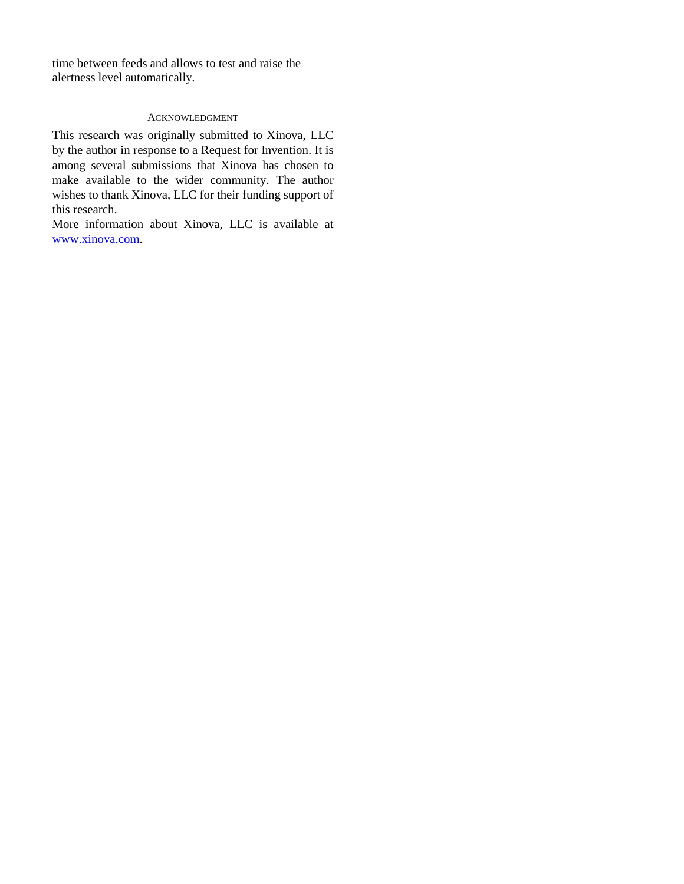time between feeds and allows to test and raise the alertness level automatically.

## Acknowledgment

This research was originally submitted to Xinova, LLC by the author in response to a Request for Invention. It is among several submissions that Xinova has chosen to make available to the wider community. The author wishes to thank Xinova, LLC for their funding support of this research.

More information about Xinova, LLC is available at [www.xinova.com](http://www.xinova.com).